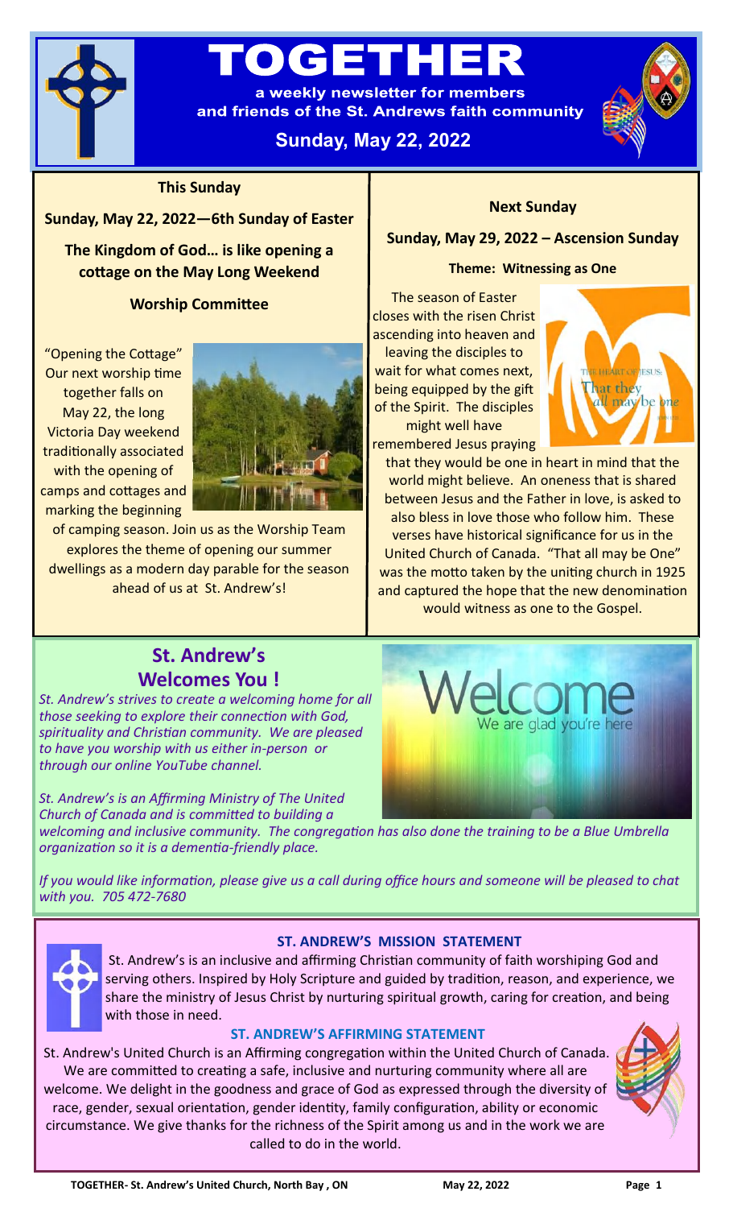# TOGETHER

**a weekly newsletter for members and friends of the St. Andrews faith community**

**Sunday, May 22, 2022**

## This Sunday

**Sunday, May 22, 2022—6th Sunday of Easter**

**The Kingdom of God… is like opening a cottage on the May Long Weekend**

**Worship Committee**

"Opening the Cottage" Our next worship time together falls on May 22, the long Victoria Day weekend traditionally associated with the opening of camps and cottages and marking the beginning of camping season. Join us as the Worship Team explores the theme of opening our summer dwellings as a modern day parable for the season ahead of us at St. Andrew's!

## Next Sunday

**Sunday, May 29, 2022 – Ascension Sunday**

**Theme: Witnessing as One**

The season of Easter closes with the risen Christ ascending into heaven and leaving the disciples to wait for what comes next, being equipped by the gift of the Spirit. The disciples might well have remembered Jesus praying that they would be one in heart in mind that the world might believe. An oneness that is shared between Jesus and the Father in love, is asked to also bless in love those who follow him. These verses have historical significance for us in the United Church of Canada. "That all may be One" was the motto taken by the uniting church in 1925 and captured the hope that the new denomination would witness as one to the Gospel.

## St. Andrew's Welcomes You !

*St. Andrew's strives to create a welcoming home for all those seeking to explore their connection with God, spirituality and Christian community. We are pleased to have you worship with us either in-person or through our online YouTube channel.*

*St. Andrew's is an Affirming Ministry of The United Church of Canada and is committed to building a welcoming and inclusive community. The congregation has also done the training to be a Blue Umbrella organization so it is a dementia-friendly place.*

*If you would like information, please give us a call during office hours and someone will be pleased to chat with you. 705 472-7680*

### ST. ANDREW'S MISSION STATEMENT

St. Andrew's is an inclusive and affirming Christian community of faith worshiping God and serving others. Inspired by Holy Scripture and guided by tradition, reason, and experience, we share the ministry of Jesus Christ by nurturing spiritual growth, caring for creation, and being with those in need.

### ST. ANDREW'S AFFIRMING STATEMENT

St. Andrew's United Church is an Affirming congregation within the United Church of Canada. We are committed to creating a safe, inclusive and nurturing community where all are welcome. We delight in the goodness and grace of God as expressed through the diversity of race, gender, sexual orientation, gender identity, family configuration, ability or economic circumstance. We give thanks for the richness of the Spirit among us and in the work we are called to do in the world.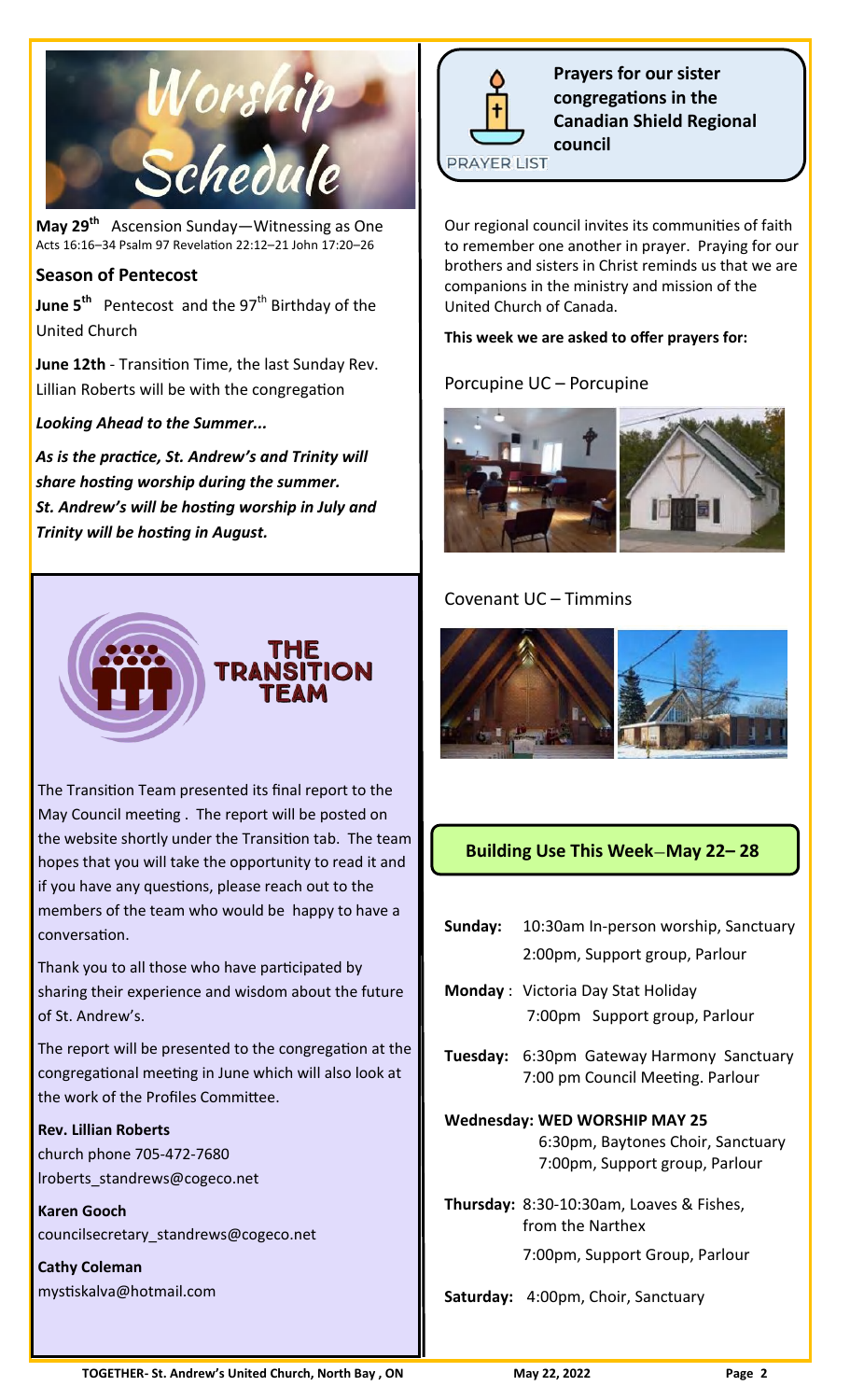# Worship Schedule

**May 29th** Ascension Sunday—Witnessing as One
Acts 16:16–34 Psalm 97 Revelation 22:12–21 John 17:20–26

### Season of Pentecost

**June 5th** Pentecost and the 97th Birthday of the United Church

**June 12th** - Transition Time, the last Sunday Rev. Lillian Roberts will be with the congregation

***Looking Ahead to the Summer...***

***As is the practice, St. Andrew's and Trinity will share hosting worship during the summer. St. Andrew's will be hosting worship in July and Trinity will be hosting in August.***

## THE TRANSITION TEAM

The Transition Team presented its final report to the May Council meeting . The report will be posted on the website shortly under the Transition tab. The team hopes that you will take the opportunity to read it and if you have any questions, please reach out to the members of the team who would be happy to have a conversation.

Thank you to all those who have participated by sharing their experience and wisdom about the future of St. Andrew's.

The report will be presented to the congregation at the congregational meeting in June which will also look at the work of the Profiles Committee.

**Rev. Lillian Roberts**
church phone 705-472-7680
lroberts_standrews@cogeco.net

**Karen Gooch**
councilsecretary_standrews@cogeco.net

**Cathy Coleman**
mystiskalva@hotmail.com

## Prayers for our sister congregations in the Canadian Shield Regional council

PRAYER LIST

Our regional council invites its communities of faith to remember one another in prayer. Praying for our brothers and sisters in Christ reminds us that we are companions in the ministry and mission of the United Church of Canada.

**This week we are asked to offer prayers for:**

Porcupine UC – Porcupine

Covenant UC – Timmins

## Building Use This Week—May 22– 28

**Sunday:** 10:30am In-person worship, Sanctuary
2:00pm, Support group, Parlour

**Monday** : Victoria Day Stat Holiday
7:00pm Support group, Parlour

**Tuesday:** 6:30pm Gateway Harmony Sanctuary
7:00 pm Council Meeting. Parlour

**Wednesday: WED WORSHIP MAY 25**
6:30pm, Baytones Choir, Sanctuary
7:00pm, Support group, Parlour

**Thursday:** 8:30-10:30am, Loaves & Fishes, from the Narthex
7:00pm, Support Group, Parlour

**Saturday:** 4:00pm, Choir, Sanctuary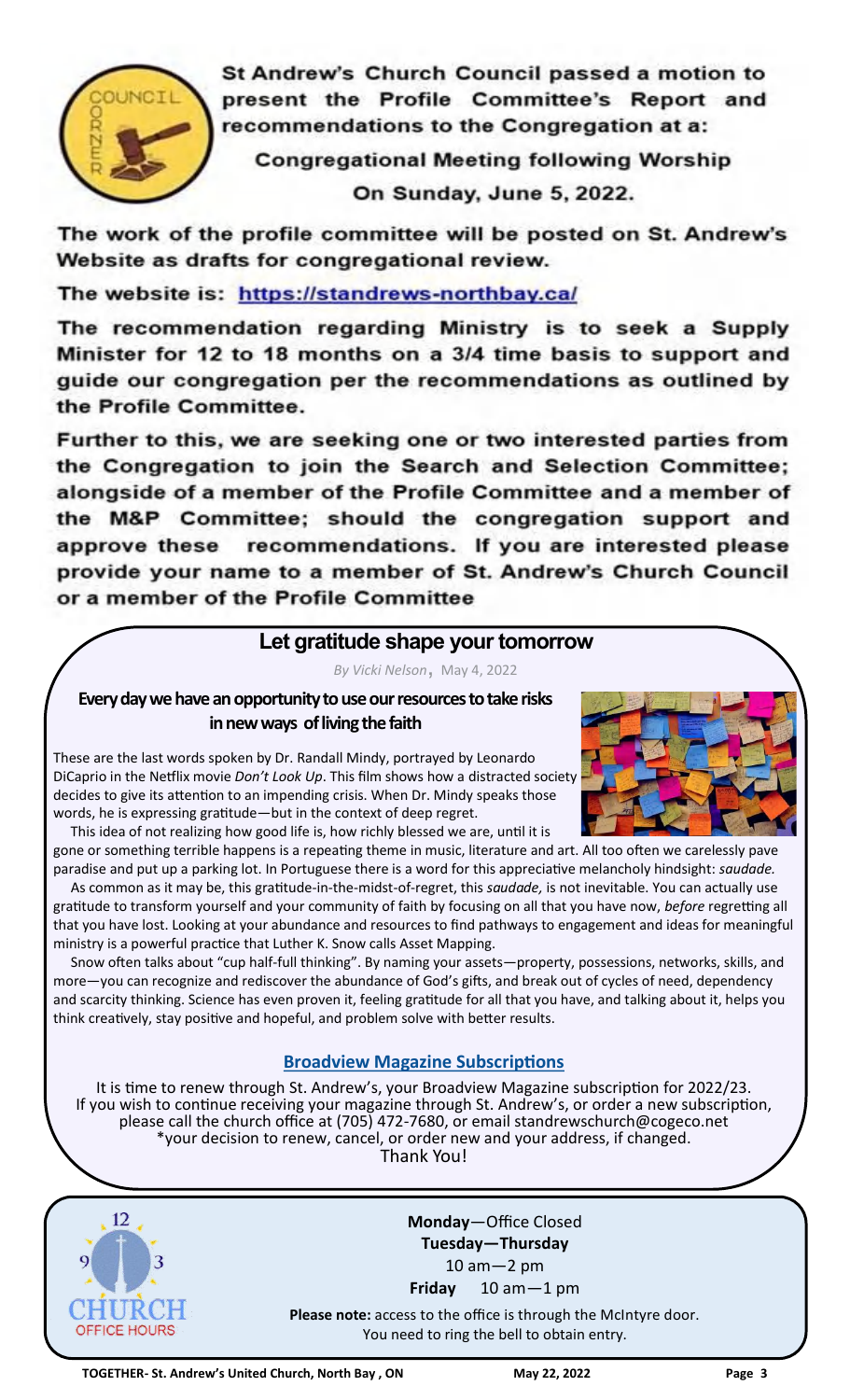St Andrew's Church Council passed a motion to present the Profile Committee's Report and recommendations to the Congregation at a:

**Congregational Meeting following Worship**

**On Sunday, June 5, 2022.**

The work of the profile committee will be posted on St. Andrew's Website as drafts for congregational review.

The website is: https://standrews-northbay.ca/

The recommendation regarding Ministry is to seek a Supply Minister for 12 to 18 months on a 3/4 time basis to support and guide our congregation per the recommendations as outlined by the Profile Committee.

Further to this, we are seeking one or two interested parties from the Congregation to join the Search and Selection Committee; alongside of a member of the Profile Committee and a member of the M&P Committee; should the congregation support and approve these recommendations. If you are interested please provide your name to a member of St. Andrew's Church Council or a member of the Profile Committee

## Let gratitude shape your tomorrow

*By Vicki Nelson*, May 4, 2022

**Every day we have an opportunity to use our resources to take risks in new ways of living the faith**

These are the last words spoken by Dr. Randall Mindy, portrayed by Leonardo DiCaprio in the Netflix movie *Don't Look Up*. This film shows how a distracted society decides to give its attention to an impending crisis. When Dr. Mindy speaks those words, he is expressing gratitude—but in the context of deep regret.

This idea of not realizing how good life is, how richly blessed we are, until it is gone or something terrible happens is a repeating theme in music, literature and art. All too often we carelessly pave paradise and put up a parking lot. In Portuguese there is a word for this appreciative melancholy hindsight: *saudade.*

As common as it may be, this gratitude-in-the-midst-of-regret, this *saudade,* is not inevitable. You can actually use gratitude to transform yourself and your community of faith by focusing on all that you have now, *before* regretting all that you have lost. Looking at your abundance and resources to find pathways to engagement and ideas for meaningful ministry is a powerful practice that Luther K. Snow calls Asset Mapping.

Snow often talks about "cup half-full thinking". By naming your assets—property, possessions, networks, skills, and more—you can recognize and rediscover the abundance of God's gifts, and break out of cycles of need, dependency and scarcity thinking. Science has even proven it, feeling gratitude for all that you have, and talking about it, helps you think creatively, stay positive and hopeful, and problem solve with better results.

### Broadview Magazine Subscriptions

It is time to renew through St. Andrew's, your Broadview Magazine subscription for 2022/23. If you wish to continue receiving your magazine through St. Andrew's, or order a new subscription, please call the church office at (705) 472-7680, or email standrewschurch@cogeco.net \*your decision to renew, cancel, or order new and your address, if changed.

Thank You!

### CHURCH OFFICE HOURS

**Monday**—Office Closed

**Tuesday—Thursday**

10 am—2 pm

**Friday** 10 am—1 pm

**Please note:** access to the office is through the McIntyre door. You need to ring the bell to obtain entry.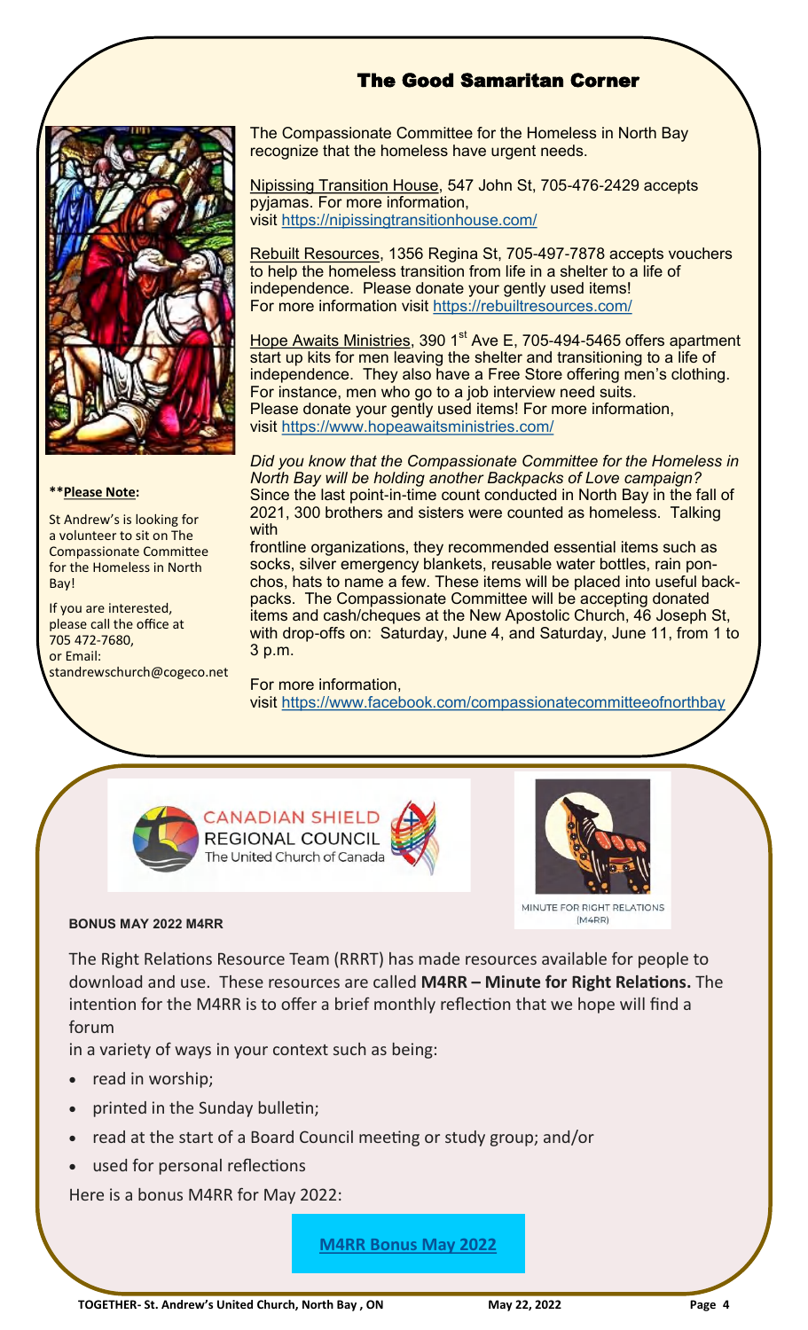## The Good Samaritan Corner

The Compassionate Committee for the Homeless in North Bay recognize that the homeless have urgent needs.

Nipissing Transition House, 547 John St, 705-476-2429 accepts pyjamas. For more information, visit https://nipissingtransitionhouse.com/

Rebuilt Resources, 1356 Regina St, 705-497-7878 accepts vouchers to help the homeless transition from life in a shelter to a life of independence. Please donate your gently used items! For more information visit https://rebuiltresources.com/

Hope Awaits Ministries, 390 1st Ave E, 705-494-5465 offers apartment start up kits for men leaving the shelter and transitioning to a life of independence. They also have a Free Store offering men's clothing. For instance, men who go to a job interview need suits. Please donate your gently used items! For more information, visit https://www.hopeawaitsministries.com/

*Did you know that the Compassionate Committee for the Homeless in North Bay will be holding another Backpacks of Love campaign?* Since the last point-in-time count conducted in North Bay in the fall of 2021, 300 brothers and sisters were counted as homeless. Talking with frontline organizations, they recommended essential items such as socks, silver emergency blankets, reusable water bottles, rain ponchos, hats to name a few. These items will be placed into useful backpacks. The Compassionate Committee will be accepting donated items and cash/cheques at the New Apostolic Church, 46 Joseph St, with drop-offs on: Saturday, June 4, and Saturday, June 11, from 1 to 3 p.m.

For more information, visit https://www.facebook.com/compassionatecommitteeofnorthbay

**Please Note:**

St Andrew's is looking for a volunteer to sit on The Compassionate Committee for the Homeless in North Bay!

If you are interested, please call the office at 705 472-7680, or Email: standrewschurch@cogeco.net

CANADIAN SHIELD REGIONAL COUNCIL The United Church of Canada

MINUTE FOR RIGHT RELATIONS (M4RR)

**BONUS MAY 2022 M4RR**

The Right Relations Resource Team (RRRT) has made resources available for people to download and use. These resources are called **M4RR – Minute for Right Relations.** The intention for the M4RR is to offer a brief monthly reflection that we hope will find a forum in a variety of ways in your context such as being:

- read in worship;
- printed in the Sunday bulletin;
- read at the start of a Board Council meeting or study group; and/or
- used for personal reflections

Here is a bonus M4RR for May 2022:

**M4RR Bonus May 2022**